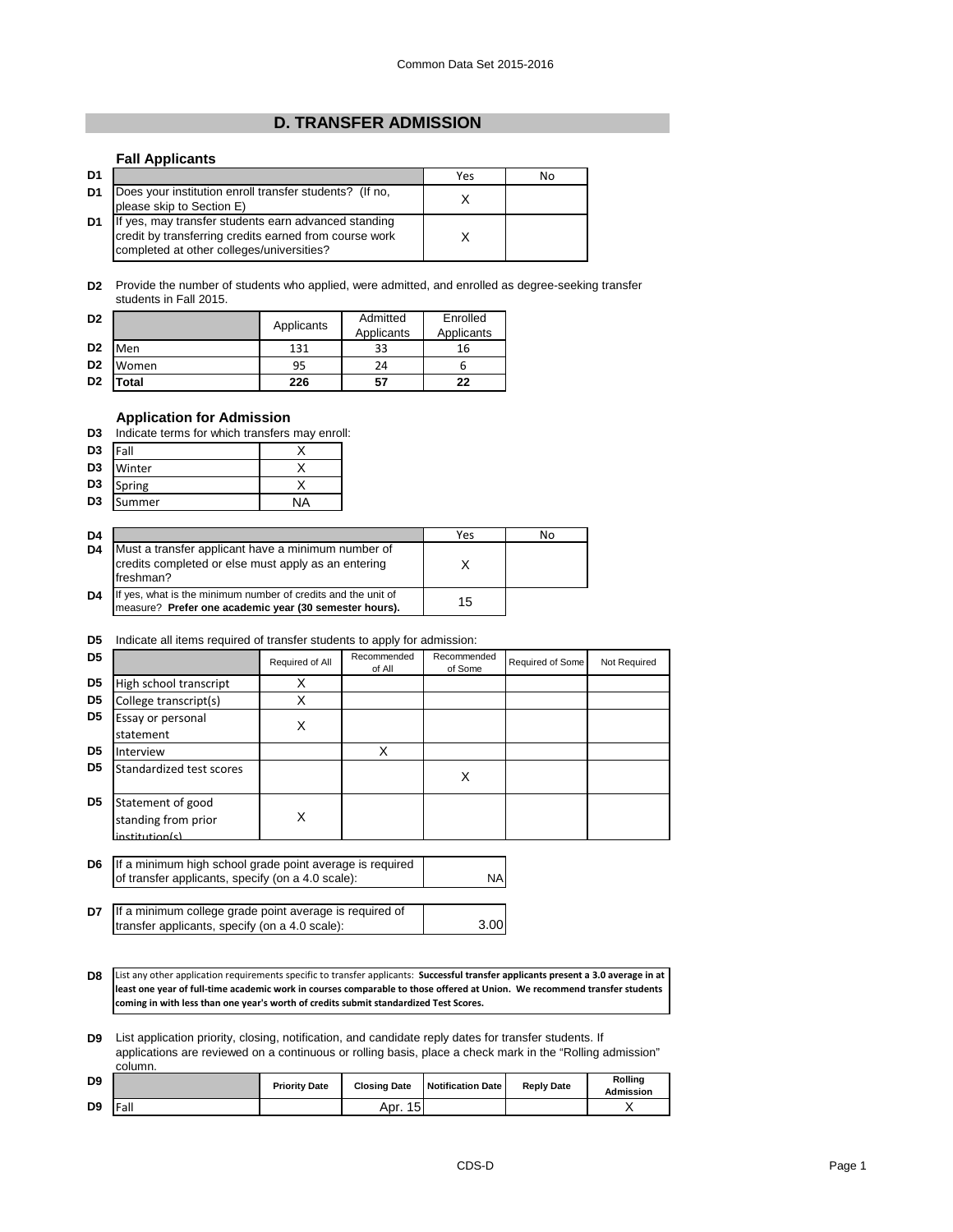Common Data Set 2015-2016

## D. TRANSFER ADMISSION

### Fall Applicants

| | | Yes | No |
|---|---|---|---|
| D1 | Does your institution enroll transfer students? (If no, please skip to Section E) | X | |
| D1 | If yes, may transfer students earn advanced standing credit by transferring credits earned from course work completed at other colleges/universities? | X | |

**D2** Provide the number of students who applied, were admitted, and enrolled as degree-seeking transfer students in Fall 2015.

| | | Applicants | Admitted Applicants | Enrolled Applicants |
|---|---|---|---|---|
| D2 | Men | 131 | 33 | 16 |
| D2 | Women | 95 | 24 | 6 |
| D2 | **Total** | **226** | **57** | **22** |

### Application for Admission

**D3** Indicate terms for which transfers may enroll:

| | | |
|---|---|---|
| D3 | Fall | X |
| D3 | Winter | X |
| D3 | Spring | X |
| D3 | Summer | NA |

| | | Yes | No |
|---|---|---|---|
| D4 | Must a transfer applicant have a minimum number of credits completed or else must apply as an entering freshman? | X | |
| D4 | If yes, what is the minimum number of credits and the unit of measure? **Prefer one academic year (30 semester hours).** | 15 | |

**D5** Indicate all items required of transfer students to apply for admission:

| | | Required of All | Recommended of All | Recommended of Some | Required of Some | Not Required |
|---|---|---|---|---|---|---|
| D5 | High school transcript | X | | | | |
| D5 | College transcript(s) | X | | | | |
| D5 | Essay or personal statement | X | | | | |
| D5 | Interview | | X | | | |
| D5 | Standardized test scores | | | X | | |
| D5 | Statement of good standing from prior institution(s) | X | | | | |

| | | |
|---|---|---|
| D6 | If a minimum high school grade point average is required of transfer applicants, specify (on a 4.0 scale): | NA |
| D7 | If a minimum college grade point average is required of transfer applicants, specify (on a 4.0 scale): | 3.00 |

**D8** List any other application requirements specific to transfer applicants: **Successful transfer applicants present a 3.0 average in at least one year of full-time academic work in courses comparable to those offered at Union. We recommend transfer students coming in with less than one year's worth of credits submit standardized Test Scores.**

**D9** List application priority, closing, notification, and candidate reply dates for transfer students. If applications are reviewed on a continuous or rolling basis, place a check mark in the "Rolling admission" column.

| | | Priority Date | Closing Date | Notification Date | Reply Date | Rolling Admission |
|---|---|---|---|---|---|---|
| D9 | Fall | | Apr. 15 | | | X |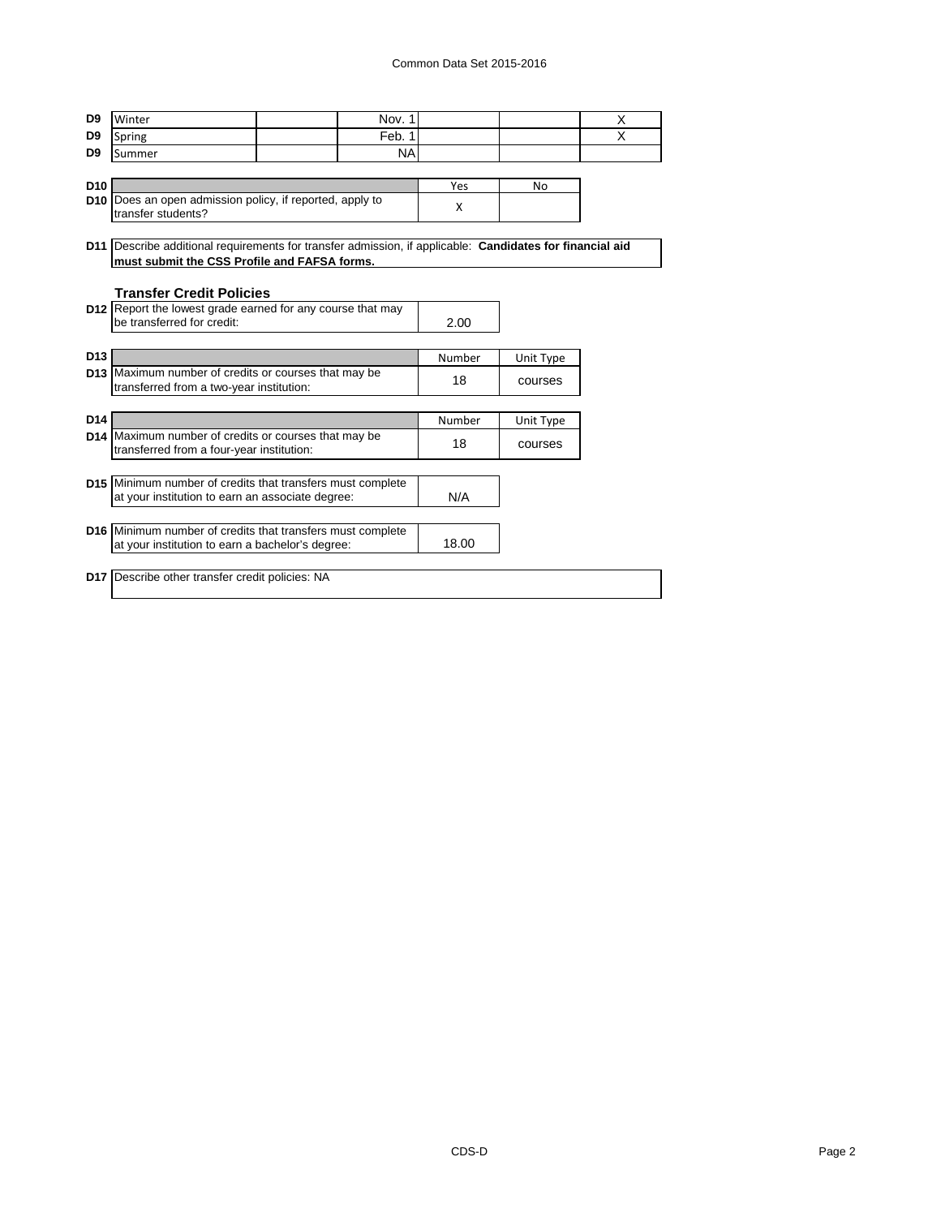| | | | | | | |
|---|---|---|---|---|---|---|
| D9 | Winter | | Nov. 1 | | | X |
| D9 | Spring | | Feb. 1 | | | X |
| D9 | Summer | | NA | | | |

| | | Yes | No |
|---|---|---|---|
| D10 | Does an open admission policy, if reported, apply to transfer students? | X | |

D11 Describe additional requirements for transfer admission, if applicable: **Candidates for financial aid must submit the CSS Profile and FAFSA forms.**

### Transfer Credit Policies

| | | |
|---|---|---|
| D12 | Report the lowest grade earned for any course that may be transferred for credit: | 2.00 |

| | | Number | Unit Type |
|---|---|---|---|
| D13 | Maximum number of credits or courses that may be transferred from a two-year institution: | 18 | courses |

| | | Number | Unit Type |
|---|---|---|---|
| D14 | Maximum number of credits or courses that may be transferred from a four-year institution: | 18 | courses |

| | | |
|---|---|---|
| D15 | Minimum number of credits that transfers must complete at your institution to earn an associate degree: | N/A |

| | | |
|---|---|---|
| D16 | Minimum number of credits that transfers must complete at your institution to earn a bachelor's degree: | 18.00 |

D17 Describe other transfer credit policies: NA